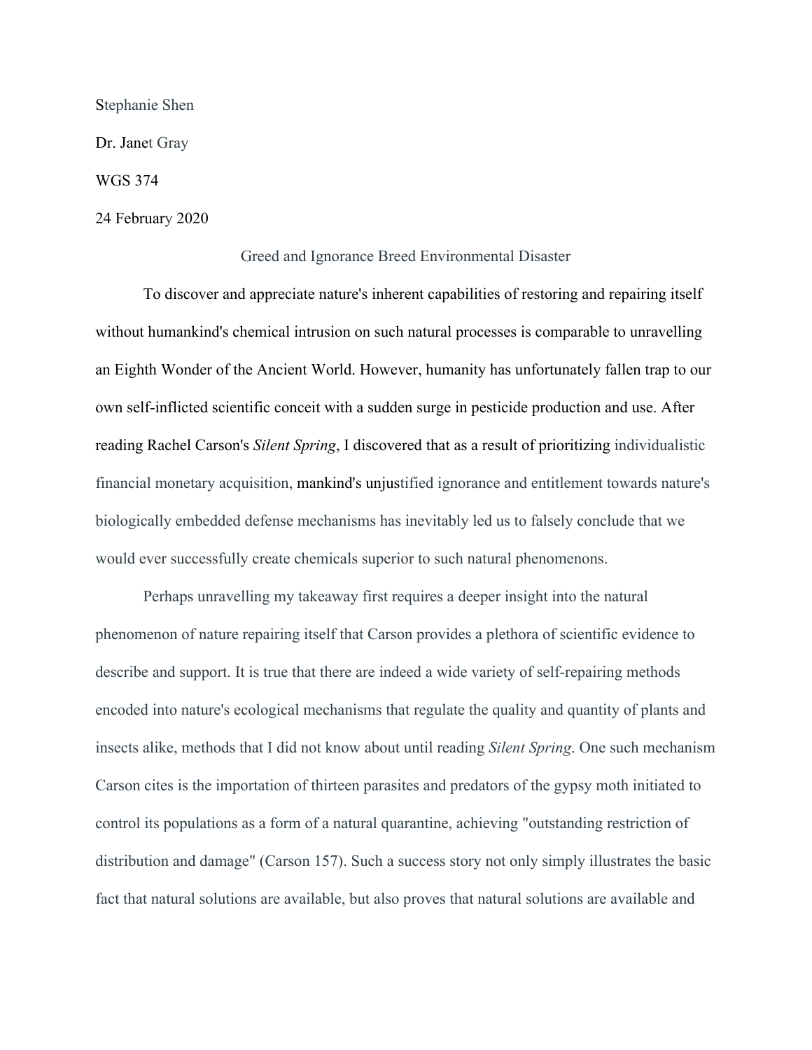Stephanie Shen

Dr. Janet Gray

WGS 374

24 February 2020

# Greed and Ignorance Breed Environmental Disaster

To discover and appreciate nature's inherent capabilities of restoring and repairing itself without humankind's chemical intrusion on such natural processes is comparable to unravelling an Eighth Wonder of the Ancient World. However, humanity has unfortunately fallen trap to our own self-inflicted scientific conceit with a sudden surge in pesticide production and use. After reading Rachel Carson's *Silent Spring*, I discovered that as a result of prioritizing individualistic financial monetary acquisition, mankind's unjustified ignorance and entitlement towards nature's biologically embedded defense mechanisms has inevitably led us to falsely conclude that we would ever successfully create chemicals superior to such natural phenomenons.

Perhaps unravelling my takeaway first requires a deeper insight into the natural phenomenon of nature repairing itself that Carson provides a plethora of scientific evidence to describe and support. It is true that there are indeed a wide variety of self-repairing methods encoded into nature's ecological mechanisms that regulate the quality and quantity of plants and insects alike, methods that I did not know about until reading *Silent Spring*. One such mechanism Carson cites is the importation of thirteen parasites and predators of the gypsy moth initiated to control its populations as a form of a natural quarantine, achieving "outstanding restriction of distribution and damage" (Carson 157). Such a success story not only simply illustrates the basic fact that natural solutions are available, but also proves that natural solutions are available and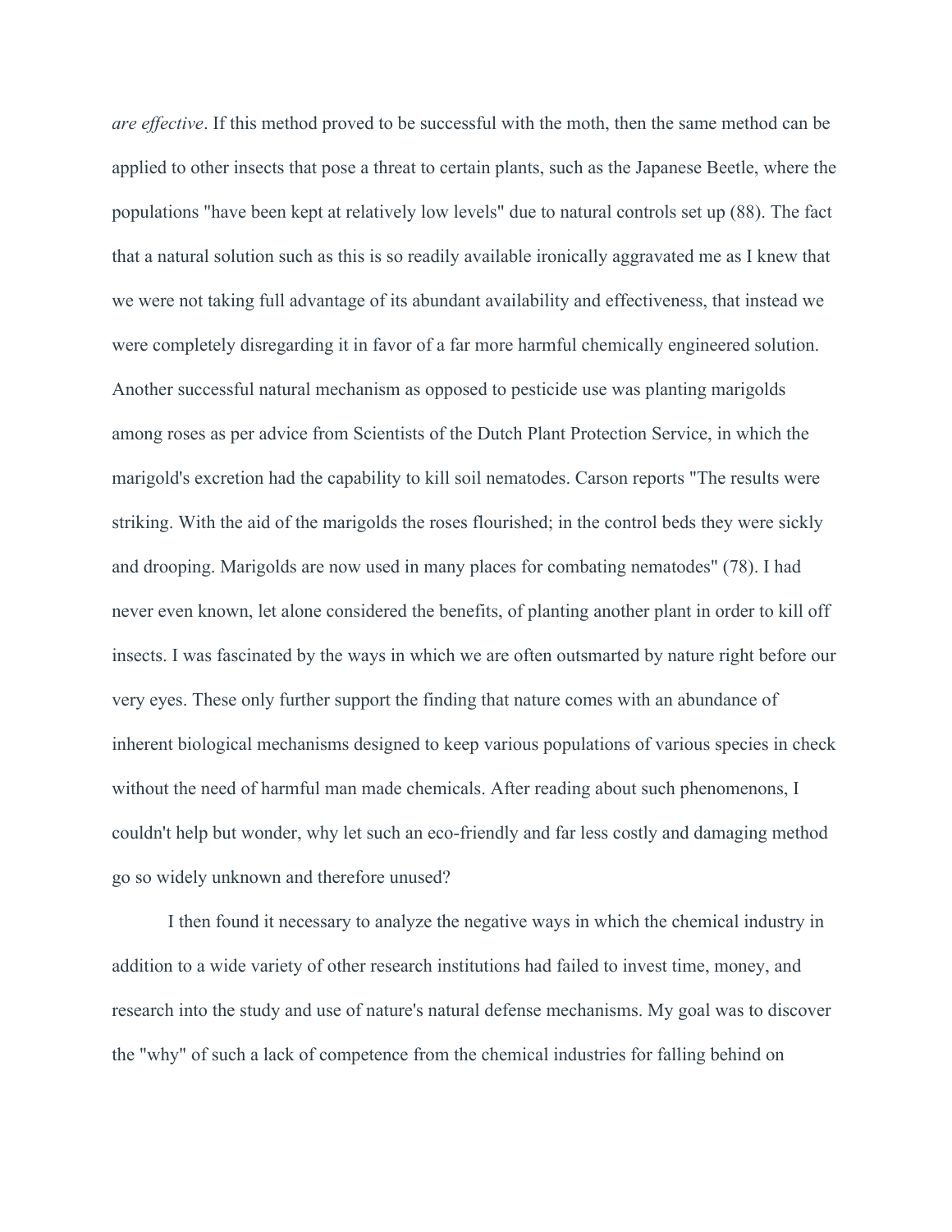*are effective*. If this method proved to be successful with the moth, then the same method can be applied to other insects that pose a threat to certain plants, such as the Japanese Beetle, where the populations "have been kept at relatively low levels" due to natural controls set up (88). The fact that a natural solution such as this is so readily available ironically aggravated me as I knew that we were not taking full advantage of its abundant availability and effectiveness, that instead we were completely disregarding it in favor of a far more harmful chemically engineered solution. Another successful natural mechanism as opposed to pesticide use was planting marigolds among roses as per advice from Scientists of the Dutch Plant Protection Service, in which the marigold's excretion had the capability to kill soil nematodes. Carson reports "The results were striking. With the aid of the marigolds the roses flourished; in the control beds they were sickly and drooping. Marigolds are now used in many places for combating nematodes" (78). I had never even known, let alone considered the benefits, of planting another plant in order to kill off insects. I was fascinated by the ways in which we are often outsmarted by nature right before our very eyes. These only further support the finding that nature comes with an abundance of inherent biological mechanisms designed to keep various populations of various species in check without the need of harmful man made chemicals. After reading about such phenomenons, I couldn't help but wonder, why let such an eco-friendly and far less costly and damaging method go so widely unknown and therefore unused?

I then found it necessary to analyze the negative ways in which the chemical industry in addition to a wide variety of other research institutions had failed to invest time, money, and research into the study and use of nature's natural defense mechanisms. My goal was to discover the "why" of such a lack of competence from the chemical industries for falling behind on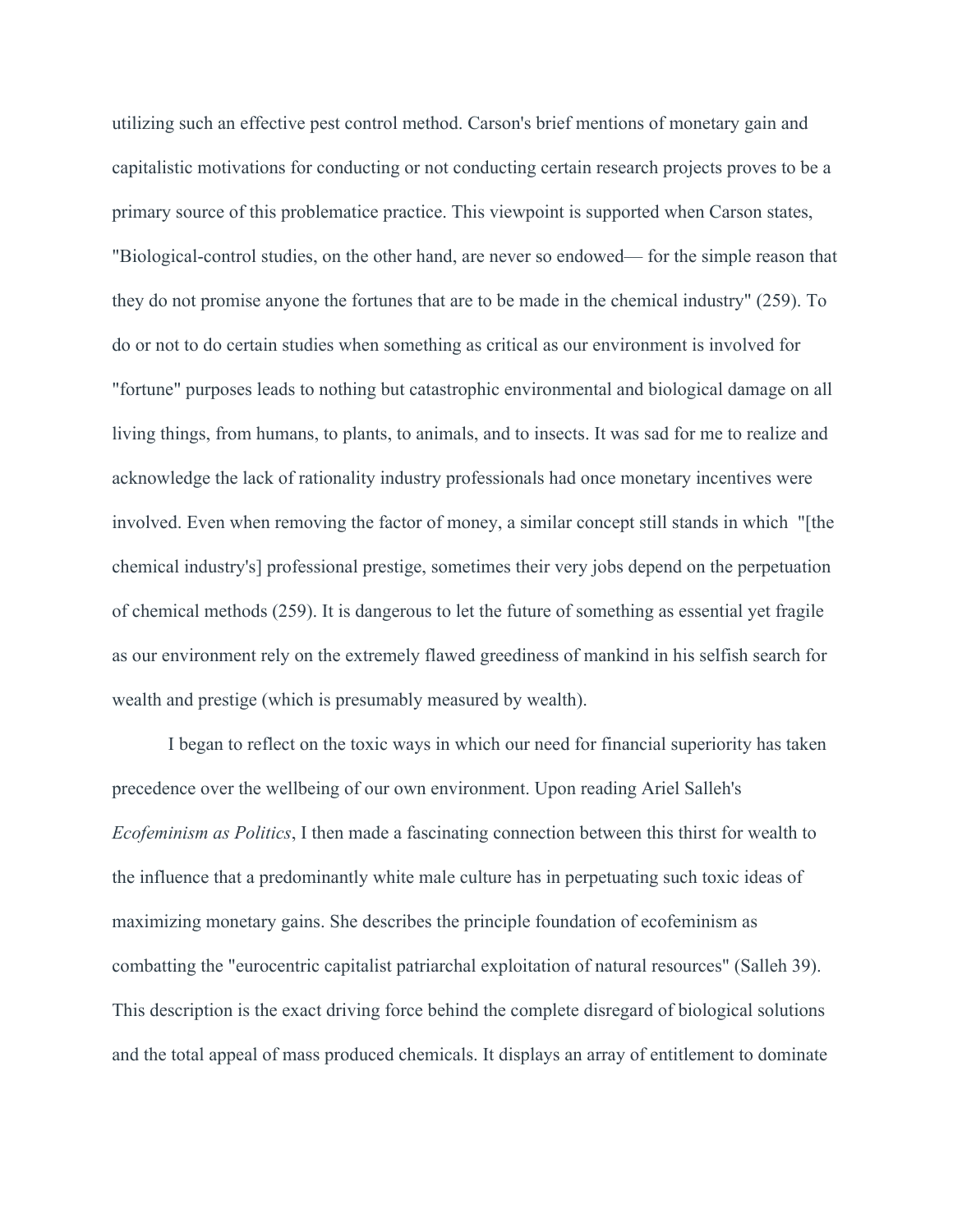utilizing such an effective pest control method. Carson's brief mentions of monetary gain and capitalistic motivations for conducting or not conducting certain research projects proves to be a primary source of this problematice practice. This viewpoint is supported when Carson states, "Biological-control studies, on the other hand, are never so endowed— for the simple reason that they do not promise anyone the fortunes that are to be made in the chemical industry" (259). To do or not to do certain studies when something as critical as our environment is involved for "fortune" purposes leads to nothing but catastrophic environmental and biological damage on all living things, from humans, to plants, to animals, and to insects. It was sad for me to realize and acknowledge the lack of rationality industry professionals had once monetary incentives were involved. Even when removing the factor of money, a similar concept still stands in which "[the chemical industry's] professional prestige, sometimes their very jobs depend on the perpetuation of chemical methods (259). It is dangerous to let the future of something as essential yet fragile as our environment rely on the extremely flawed greediness of mankind in his selfish search for wealth and prestige (which is presumably measured by wealth).

I began to reflect on the toxic ways in which our need for financial superiority has taken precedence over the wellbeing of our own environment. Upon reading Ariel Salleh's *Ecofeminism as Politics*, I then made a fascinating connection between this thirst for wealth to the influence that a predominantly white male culture has in perpetuating such toxic ideas of maximizing monetary gains. She describes the principle foundation of ecofeminism as combatting the "eurocentric capitalist patriarchal exploitation of natural resources" (Salleh 39). This description is the exact driving force behind the complete disregard of biological solutions and the total appeal of mass produced chemicals. It displays an array of entitlement to dominate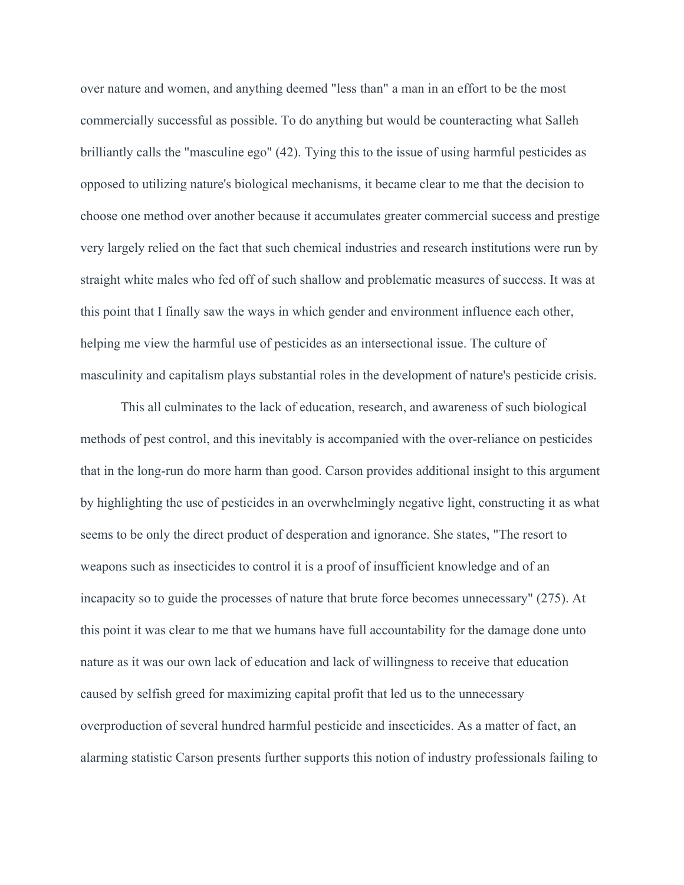over nature and women, and anything deemed "less than" a man in an effort to be the most commercially successful as possible. To do anything but would be counteracting what Salleh brilliantly calls the "masculine ego" (42). Tying this to the issue of using harmful pesticides as opposed to utilizing nature's biological mechanisms, it became clear to me that the decision to choose one method over another because it accumulates greater commercial success and prestige very largely relied on the fact that such chemical industries and research institutions were run by straight white males who fed off of such shallow and problematic measures of success. It was at this point that I finally saw the ways in which gender and environment influence each other, helping me view the harmful use of pesticides as an intersectional issue. The culture of masculinity and capitalism plays substantial roles in the development of nature's pesticide crisis.

This all culminates to the lack of education, research, and awareness of such biological methods of pest control, and this inevitably is accompanied with the over-reliance on pesticides that in the long-run do more harm than good. Carson provides additional insight to this argument by highlighting the use of pesticides in an overwhelmingly negative light, constructing it as what seems to be only the direct product of desperation and ignorance. She states, "The resort to weapons such as insecticides to control it is a proof of insufficient knowledge and of an incapacity so to guide the processes of nature that brute force becomes unnecessary" (275). At this point it was clear to me that we humans have full accountability for the damage done unto nature as it was our own lack of education and lack of willingness to receive that education caused by selfish greed for maximizing capital profit that led us to the unnecessary overproduction of several hundred harmful pesticide and insecticides. As a matter of fact, an alarming statistic Carson presents further supports this notion of industry professionals failing to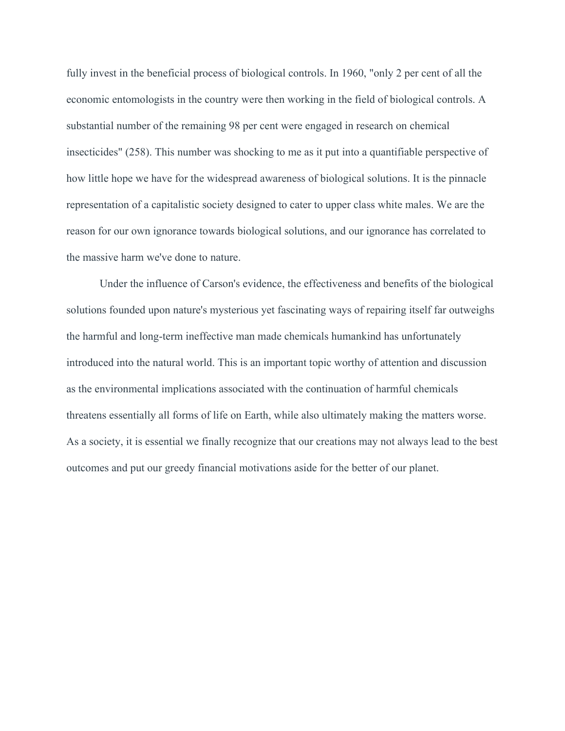fully invest in the beneficial process of biological controls. In 1960, "only 2 per cent of all the economic entomologists in the country were then working in the field of biological controls. A substantial number of the remaining 98 per cent were engaged in research on chemical insecticides" (258). This number was shocking to me as it put into a quantifiable perspective of how little hope we have for the widespread awareness of biological solutions. It is the pinnacle representation of a capitalistic society designed to cater to upper class white males. We are the reason for our own ignorance towards biological solutions, and our ignorance has correlated to the massive harm we've done to nature.

Under the influence of Carson's evidence, the effectiveness and benefits of the biological solutions founded upon nature's mysterious yet fascinating ways of repairing itself far outweighs the harmful and long-term ineffective man made chemicals humankind has unfortunately introduced into the natural world. This is an important topic worthy of attention and discussion as the environmental implications associated with the continuation of harmful chemicals threatens essentially all forms of life on Earth, while also ultimately making the matters worse. As a society, it is essential we finally recognize that our creations may not always lead to the best outcomes and put our greedy financial motivations aside for the better of our planet.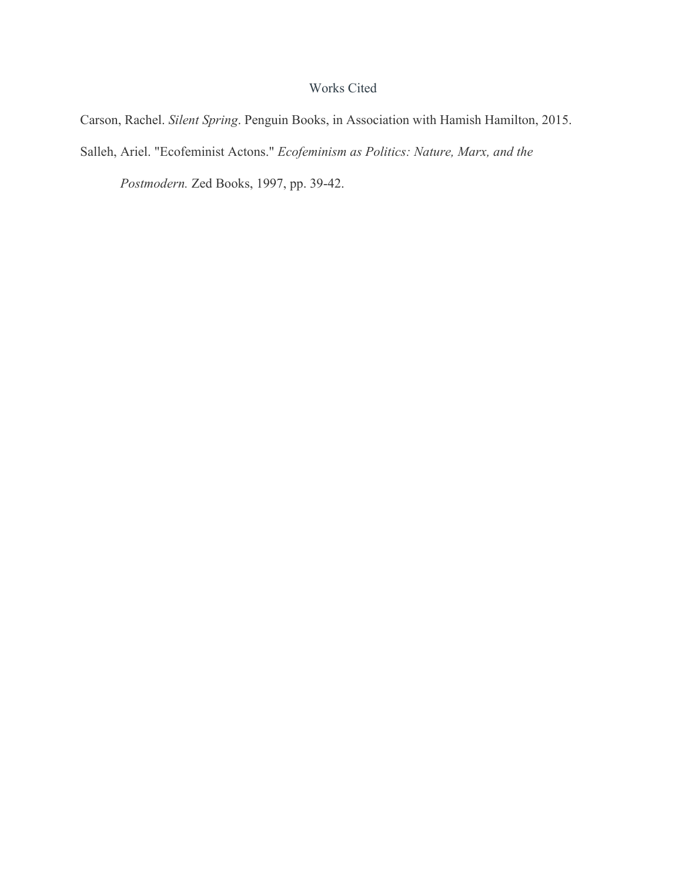# Works Cited

Carson, Rachel. *Silent Spring*. Penguin Books, in Association with Hamish Hamilton, 2015.

Salleh, Ariel. "Ecofeminist Actons." *Ecofeminism as Politics: Nature, Marx, and the Postmodern.* Zed Books, 1997, pp. 39-42.